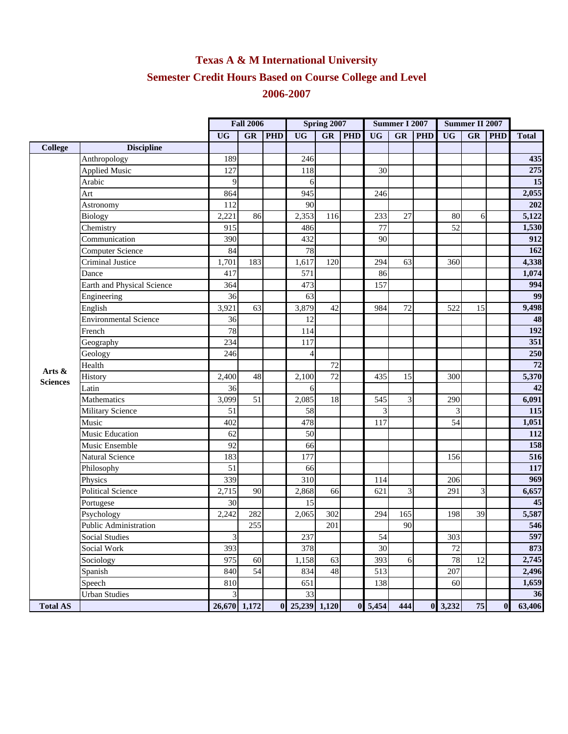# Texas A & M International University

## Semester Credit Hours Based on Course College and Level

## 2006-2007

| | | Fall 2006 | | | Spring 2007 | | | Summer I 2007 | | | Summer II 2007 | | | |
|---|---|---|---|---|---|---|---|---|---|---|---|---|---|---|
| | | UG | GR | PHD | UG | GR | PHD | UG | GR | PHD | UG | GR | PHD | Total |
| **College** | **Discipline** | | | | | | | | | | | | | |
| Arts & Sciences | Anthropology | 189 | | | 246 | | | | | | | | | **435** |
| | Applied Music | 127 | | | 118 | | | 30 | | | | | | **275** |
| | Arabic | 9 | | | 6 | | | | | | | | | **15** |
| | Art | 864 | | | 945 | | | 246 | | | | | | **2,055** |
| | Astronomy | 112 | | | 90 | | | | | | | | | **202** |
| | Biology | 2,221 | 86 | | 2,353 | 116 | | 233 | 27 | | 80 | 6 | | **5,122** |
| | Chemistry | 915 | | | 486 | | | 77 | | | 52 | | | **1,530** |
| | Communication | 390 | | | 432 | | | 90 | | | | | | **912** |
| | Computer Science | 84 | | | 78 | | | | | | | | | **162** |
| | Criminal Justice | 1,701 | 183 | | 1,617 | 120 | | 294 | 63 | | 360 | | | **4,338** |
| | Dance | 417 | | | 571 | | | 86 | | | | | | **1,074** |
| | Earth and Physical Science | 364 | | | 473 | | | 157 | | | | | | **994** |
| | Engineering | 36 | | | 63 | | | | | | | | | **99** |
| | English | 3,921 | 63 | | 3,879 | 42 | | 984 | 72 | | 522 | 15 | | **9,498** |
| | Environmental Science | 36 | | | 12 | | | | | | | | | **48** |
| | French | 78 | | | 114 | | | | | | | | | **192** |
| | Geography | 234 | | | 117 | | | | | | | | | **351** |
| | Geology | 246 | | | 4 | | | | | | | | | **250** |
| | Health | | | | | 72 | | | | | | | | **72** |
| | History | 2,400 | 48 | | 2,100 | 72 | | 435 | 15 | | 300 | | | **5,370** |
| | Latin | 36 | | | 6 | | | | | | | | | **42** |
| | Mathematics | 3,099 | 51 | | 2,085 | 18 | | 545 | 3 | | 290 | | | **6,091** |
| | Military Science | 51 | | | 58 | | | 3 | | | 3 | | | **115** |
| | Music | 402 | | | 478 | | | 117 | | | 54 | | | **1,051** |
| | Music Education | 62 | | | 50 | | | | | | | | | **112** |
| | Music Ensemble | 92 | | | 66 | | | | | | | | | **158** |
| | Natural Science | 183 | | | 177 | | | | | | 156 | | | **516** |
| | Philosophy | 51 | | | 66 | | | | | | | | | **117** |
| | Physics | 339 | | | 310 | | | 114 | | | 206 | | | **969** |
| | Political Science | 2,715 | 90 | | 2,868 | 66 | | 621 | 3 | | 291 | 3 | | **6,657** |
| | Portugese | 30 | | | 15 | | | | | | | | | **45** |
| | Psychology | 2,242 | 282 | | 2,065 | 302 | | 294 | 165 | | 198 | 39 | | **5,587** |
| | Public Administration | | 255 | | | 201 | | | 90 | | | | | **546** |
| | Social Studies | 3 | | | 237 | | | 54 | | | 303 | | | **597** |
| | Social Work | 393 | | | 378 | | | 30 | | | 72 | | | **873** |
| | Sociology | 975 | 60 | | 1,158 | 63 | | 393 | 6 | | 78 | 12 | | **2,745** |
| | Spanish | 840 | 54 | | 834 | 48 | | 513 | | | 207 | | | **2,496** |
| | Speech | 810 | | | 651 | | | 138 | | | 60 | | | **1,659** |
| | Urban Studies | 3 | | | 33 | | | | | | | | | **36** |
| **Total AS** | | **26,670** | **1,172** | **0** | **25,239** | **1,120** | **0** | **5,454** | **444** | **0** | **3,232** | **75** | **0** | **63,406** |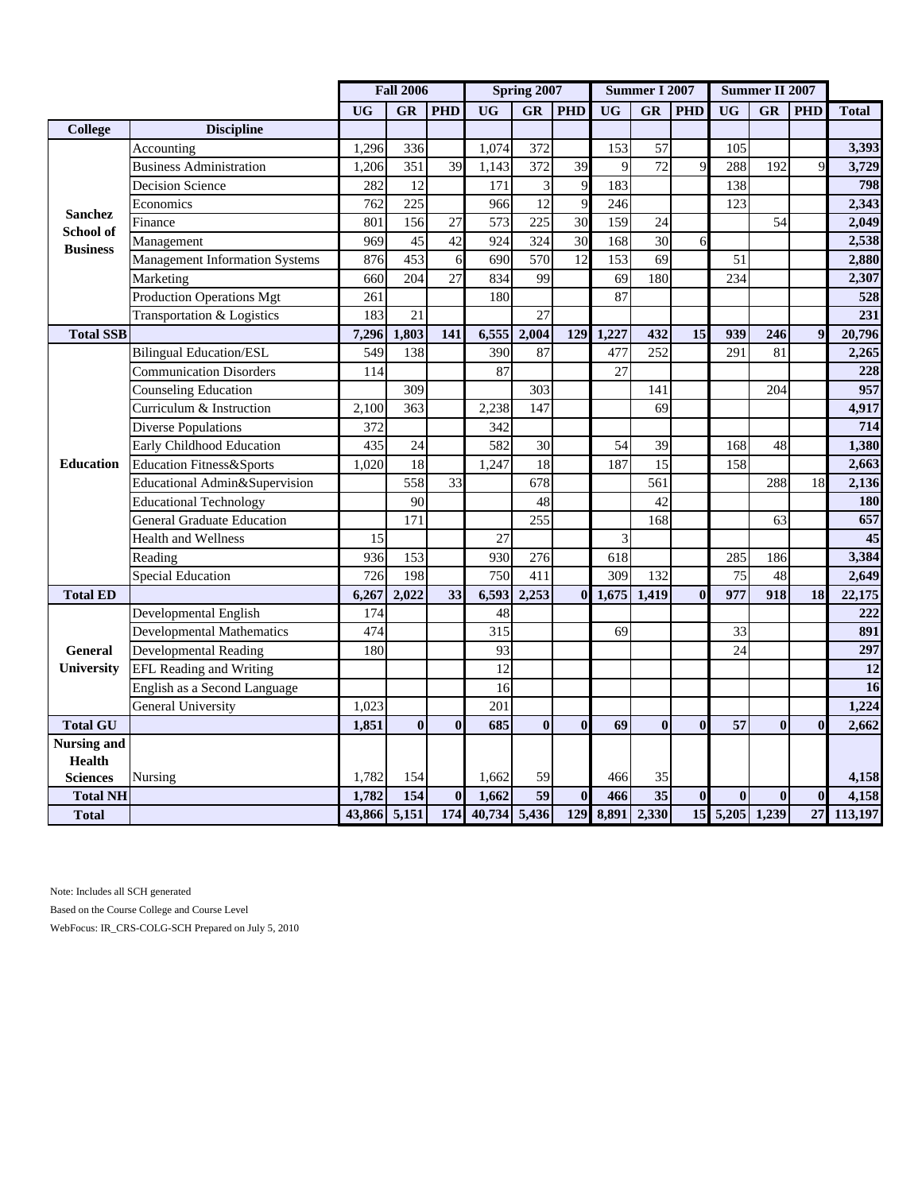| | | Fall 2006 | | | Spring 2007 | | | Summer I 2007 | | | Summer II 2007 | | | |
|---|---|---|---|---|---|---|---|---|---|---|---|---|---|---|
| | | UG | GR | PHD | UG | GR | PHD | UG | GR | PHD | UG | GR | PHD | Total |
| **College** | **Discipline** | | | | | | | | | | | | | |
| **Sanchez School of Business** | Accounting | 1,296 | 336 | | 1,074 | 372 | | 153 | 57 | | 105 | | | **3,393** |
| | Business Administration | 1,206 | 351 | 39 | 1,143 | 372 | 39 | 9 | 72 | 9 | 288 | 192 | 9 | **3,729** |
| | Decision Science | 282 | 12 | | 171 | 3 | 9 | 183 | | | 138 | | | **798** |
| | Economics | 762 | 225 | | 966 | 12 | 9 | 246 | | | 123 | | | **2,343** |
| | Finance | 801 | 156 | 27 | 573 | 225 | 30 | 159 | 24 | | | 54 | | **2,049** |
| | Management | 969 | 45 | 42 | 924 | 324 | 30 | 168 | 30 | 6 | | | | **2,538** |
| | Management Information Systems | 876 | 453 | 6 | 690 | 570 | 12 | 153 | 69 | | 51 | | | **2,880** |
| | Marketing | 660 | 204 | 27 | 834 | 99 | | 69 | 180 | | 234 | | | **2,307** |
| | Production Operations Mgt | 261 | | | 180 | | | 87 | | | | | | **528** |
| | Transportation & Logistics | 183 | 21 | | | 27 | | | | | | | | **231** |
| **Total SSB** | | **7,296** | **1,803** | **141** | **6,555** | **2,004** | **129** | **1,227** | **432** | **15** | **939** | **246** | **9** | **20,796** |
| **Education** | Bilingual Education/ESL | 549 | 138 | | 390 | 87 | | 477 | 252 | | 291 | 81 | | **2,265** |
| | Communication Disorders | 114 | | | 87 | | | 27 | | | | | | **228** |
| | Counseling Education | | 309 | | | 303 | | | 141 | | | 204 | | **957** |
| | Curriculum & Instruction | 2,100 | 363 | | 2,238 | 147 | | | 69 | | | | | **4,917** |
| | Diverse Populations | 372 | | | 342 | | | | | | | | | **714** |
| | Early Childhood Education | 435 | 24 | | 582 | 30 | | 54 | 39 | | 168 | 48 | | **1,380** |
| | Education Fitness&Sports | 1,020 | 18 | | 1,247 | 18 | | 187 | 15 | | 158 | | | **2,663** |
| | Educational Admin&Supervision | | 558 | 33 | | 678 | | | 561 | | | 288 | 18 | **2,136** |
| | Educational Technology | | 90 | | | 48 | | | 42 | | | | | **180** |
| | General Graduate Education | | 171 | | | 255 | | | 168 | | | 63 | | **657** |
| | Health and Wellness | 15 | | | 27 | | | 3 | | | | | | **45** |
| | Reading | 936 | 153 | | 930 | 276 | | 618 | | | 285 | 186 | | **3,384** |
| | Special Education | 726 | 198 | | 750 | 411 | | 309 | 132 | | 75 | 48 | | **2,649** |
| **Total ED** | | **6,267** | **2,022** | **33** | **6,593** | **2,253** | **0** | **1,675** | **1,419** | **0** | **977** | **918** | **18** | **22,175** |
| **General University** | Developmental English | 174 | | | 48 | | | | | | | | | **222** |
| | Developmental Mathematics | 474 | | | 315 | | | 69 | | | 33 | | | **891** |
| | Developmental Reading | 180 | | | 93 | | | | | | 24 | | | **297** |
| | EFL Reading and Writing | | | | 12 | | | | | | | | | **12** |
| | English as a Second Language | | | | 16 | | | | | | | | | **16** |
| | General University | 1,023 | | | 201 | | | | | | | | | **1,224** |
| **Total GU** | | **1,851** | **0** | **0** | **685** | **0** | **0** | **69** | **0** | **0** | **57** | **0** | **0** | **2,662** |
| **Nursing and Health Sciences** | Nursing | 1,782 | 154 | | 1,662 | 59 | | 466 | 35 | | | | | **4,158** |
| **Total NH** | | **1,782** | **154** | **0** | **1,662** | **59** | **0** | **466** | **35** | **0** | **0** | **0** | **0** | **4,158** |
| **Total** | | **43,866** | **5,151** | **174** | **40,734** | **5,436** | **129** | **8,891** | **2,330** | **15** | **5,205** | **1,239** | **27** | **113,197** |

Note: Includes all SCH generated

Based on the Course College and Course Level

WebFocus: IR_CRS-COLG-SCH Prepared on July 5, 2010